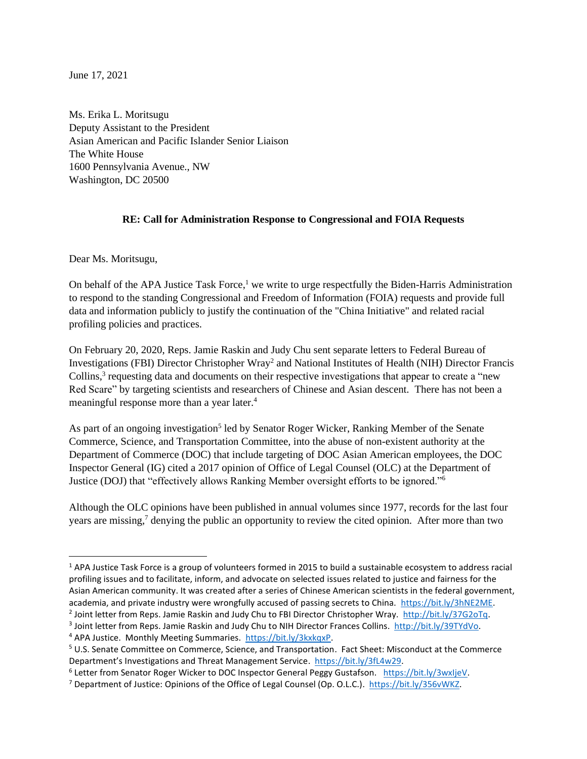June 17, 2021

Ms. Erika L. Moritsugu
Deputy Assistant to the President
Asian American and Pacific Islander Senior Liaison
The White House
1600 Pennsylvania Avenue., NW
Washington, DC 20500

**RE: Call for Administration Response to Congressional and FOIA Requests**

Dear Ms. Moritsugu,

On behalf of the APA Justice Task Force,[1] we write to urge respectfully the Biden-Harris Administration to respond to the standing Congressional and Freedom of Information (FOIA) requests and provide full data and information publicly to justify the continuation of the "China Initiative" and related racial profiling policies and practices.

On February 20, 2020, Reps. Jamie Raskin and Judy Chu sent separate letters to Federal Bureau of Investigations (FBI) Director Christopher Wray[2] and National Institutes of Health (NIH) Director Francis Collins,[3] requesting data and documents on their respective investigations that appear to create a "new Red Scare" by targeting scientists and researchers of Chinese and Asian descent. There has not been a meaningful response more than a year later.[4]

As part of an ongoing investigation[5] led by Senator Roger Wicker, Ranking Member of the Senate Commerce, Science, and Transportation Committee, into the abuse of non-existent authority at the Department of Commerce (DOC) that include targeting of DOC Asian American employees, the DOC Inspector General (IG) cited a 2017 opinion of Office of Legal Counsel (OLC) at the Department of Justice (DOJ) that "effectively allows Ranking Member oversight efforts to be ignored."[6]

Although the OLC opinions have been published in annual volumes since 1977, records for the last four years are missing,[7] denying the public an opportunity to review the cited opinion. After more than two

---

[1] APA Justice Task Force is a group of volunteers formed in 2015 to build a sustainable ecosystem to address racial profiling issues and to facilitate, inform, and advocate on selected issues related to justice and fairness for the Asian American community. It was created after a series of Chinese American scientists in the federal government, academia, and private industry were wrongfully accused of passing secrets to China. https://bit.ly/3hNE2ME.

[2] Joint letter from Reps. Jamie Raskin and Judy Chu to FBI Director Christopher Wray. http://bit.ly/37G2oTq.

[3] Joint letter from Reps. Jamie Raskin and Judy Chu to NIH Director Frances Collins. http://bit.ly/39TYdVo.

[4] APA Justice. Monthly Meeting Summaries. https://bit.ly/3kxkqxP.

[5] U.S. Senate Committee on Commerce, Science, and Transportation. Fact Sheet: Misconduct at the Commerce Department's Investigations and Threat Management Service. https://bit.ly/3fL4w29.

[6] Letter from Senator Roger Wicker to DOC Inspector General Peggy Gustafson. https://bit.ly/3wxIjeV.

[7] Department of Justice: Opinions of the Office of Legal Counsel (Op. O.L.C.). https://bit.ly/356vWKZ.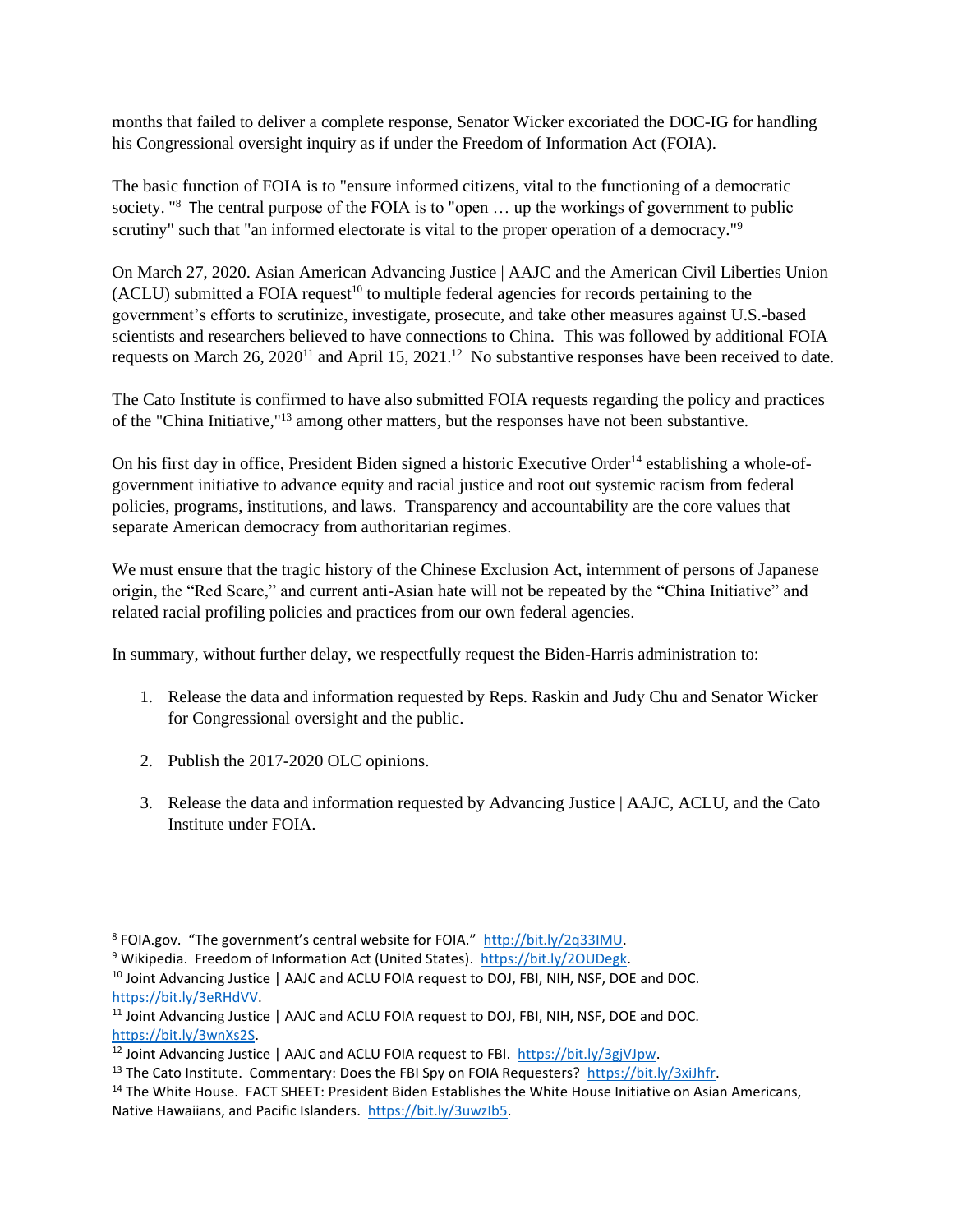months that failed to deliver a complete response, Senator Wicker excoriated the DOC-IG for handling his Congressional oversight inquiry as if under the Freedom of Information Act (FOIA).

The basic function of FOIA is to "ensure informed citizens, vital to the functioning of a democratic society. "[8] The central purpose of the FOIA is to "open … up the workings of government to public scrutiny" such that "an informed electorate is vital to the proper operation of a democracy."[9]

On March 27, 2020. Asian American Advancing Justice | AAJC and the American Civil Liberties Union (ACLU) submitted a FOIA request[10] to multiple federal agencies for records pertaining to the government's efforts to scrutinize, investigate, prosecute, and take other measures against U.S.-based scientists and researchers believed to have connections to China. This was followed by additional FOIA requests on March 26, 2020[11] and April 15, 2021.[12] No substantive responses have been received to date.

The Cato Institute is confirmed to have also submitted FOIA requests regarding the policy and practices of the "China Initiative,"[13] among other matters, but the responses have not been substantive.

On his first day in office, President Biden signed a historic Executive Order[14] establishing a whole-of-government initiative to advance equity and racial justice and root out systemic racism from federal policies, programs, institutions, and laws. Transparency and accountability are the core values that separate American democracy from authoritarian regimes.

We must ensure that the tragic history of the Chinese Exclusion Act, internment of persons of Japanese origin, the "Red Scare," and current anti-Asian hate will not be repeated by the "China Initiative" and related racial profiling policies and practices from our own federal agencies.

In summary, without further delay, we respectfully request the Biden-Harris administration to:

1. Release the data and information requested by Reps. Raskin and Judy Chu and Senator Wicker for Congressional oversight and the public.

2. Publish the 2017-2020 OLC opinions.

3. Release the data and information requested by Advancing Justice | AAJC, ACLU, and the Cato Institute under FOIA.

---

[8] FOIA.gov. "The government's central website for FOIA." http://bit.ly/2q33IMU.

[9] Wikipedia. Freedom of Information Act (United States). https://bit.ly/2OUDegk.

[10] Joint Advancing Justice | AAJC and ACLU FOIA request to DOJ, FBI, NIH, NSF, DOE and DOC. https://bit.ly/3eRHdVV.

[11] Joint Advancing Justice | AAJC and ACLU FOIA request to DOJ, FBI, NIH, NSF, DOE and DOC. https://bit.ly/3wnXs2S.

[12] Joint Advancing Justice | AAJC and ACLU FOIA request to FBI. https://bit.ly/3gjVJpw.

[13] The Cato Institute. Commentary: Does the FBI Spy on FOIA Requesters? https://bit.ly/3xiJhfr.

[14] The White House. FACT SHEET: President Biden Establishes the White House Initiative on Asian Americans, Native Hawaiians, and Pacific Islanders. https://bit.ly/3uwzIb5.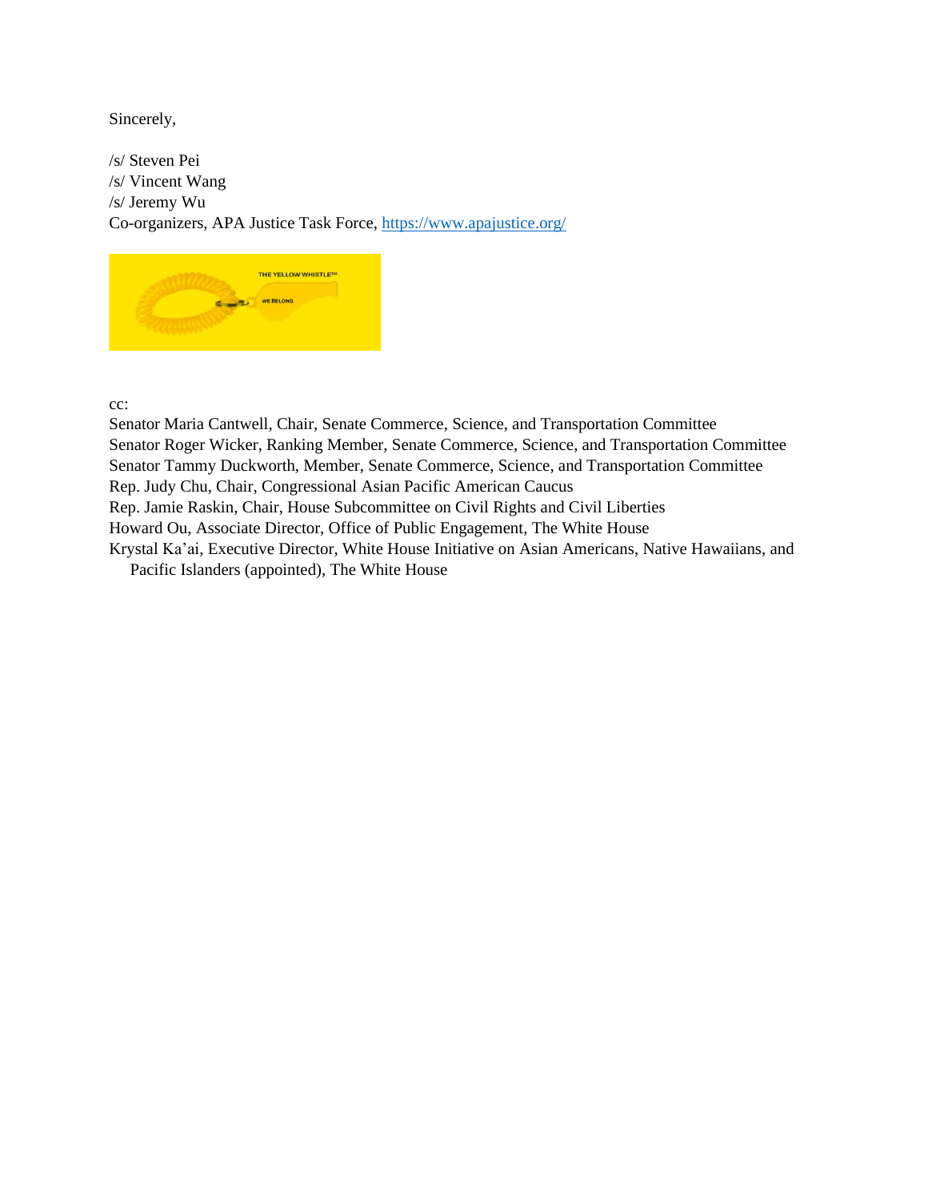Sincerely,

/s/ Steven Pei
/s/ Vincent Wang
/s/ Jeremy Wu
Co-organizers, APA Justice Task Force, https://www.apajustice.org/

cc:
Senator Maria Cantwell, Chair, Senate Commerce, Science, and Transportation Committee
Senator Roger Wicker, Ranking Member, Senate Commerce, Science, and Transportation Committee
Senator Tammy Duckworth, Member, Senate Commerce, Science, and Transportation Committee
Rep. Judy Chu, Chair, Congressional Asian Pacific American Caucus
Rep. Jamie Raskin, Chair, House Subcommittee on Civil Rights and Civil Liberties
Howard Ou, Associate Director, Office of Public Engagement, The White House
Krystal Ka'ai, Executive Director, White House Initiative on Asian Americans, Native Hawaiians, and Pacific Islanders (appointed), The White House